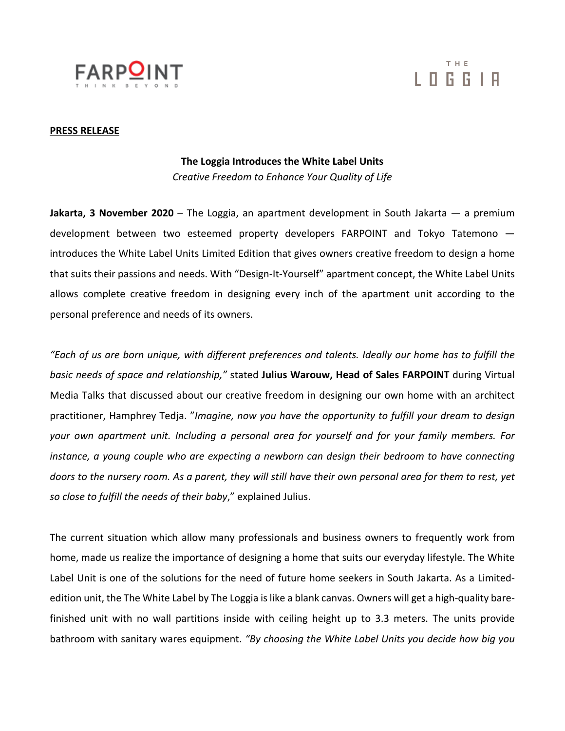FARPOINT
THINK BEYOND

THE LOGGIA

**PRESS RELEASE**

**The Loggia Introduces the White Label Units**

*Creative Freedom to Enhance Your Quality of Life*

**Jakarta, 3 November 2020** – The Loggia, an apartment development in South Jakarta — a premium development between two esteemed property developers FARPOINT and Tokyo Tatemono — introduces the White Label Units Limited Edition that gives owners creative freedom to design a home that suits their passions and needs. With "Design-It-Yourself" apartment concept, the White Label Units allows complete creative freedom in designing every inch of the apartment unit according to the personal preference and needs of its owners.

*"Each of us are born unique, with different preferences and talents. Ideally our home has to fulfill the basic needs of space and relationship,"* stated **Julius Warouw, Head of Sales FARPOINT** during Virtual Media Talks that discussed about our creative freedom in designing our own home with an architect practitioner, Hamphrey Tedja. "*Imagine, now you have the opportunity to fulfill your dream to design your own apartment unit. Including a personal area for yourself and for your family members. For instance, a young couple who are expecting a newborn can design their bedroom to have connecting doors to the nursery room. As a parent, they will still have their own personal area for them to rest, yet so close to fulfill the needs of their baby*," explained Julius.

The current situation which allow many professionals and business owners to frequently work from home, made us realize the importance of designing a home that suits our everyday lifestyle. The White Label Unit is one of the solutions for the need of future home seekers in South Jakarta. As a Limited-edition unit, the The White Label by The Loggia is like a blank canvas. Owners will get a high-quality bare-finished unit with no wall partitions inside with ceiling height up to 3.3 meters. The units provide bathroom with sanitary wares equipment. *"By choosing the White Label Units you decide how big you*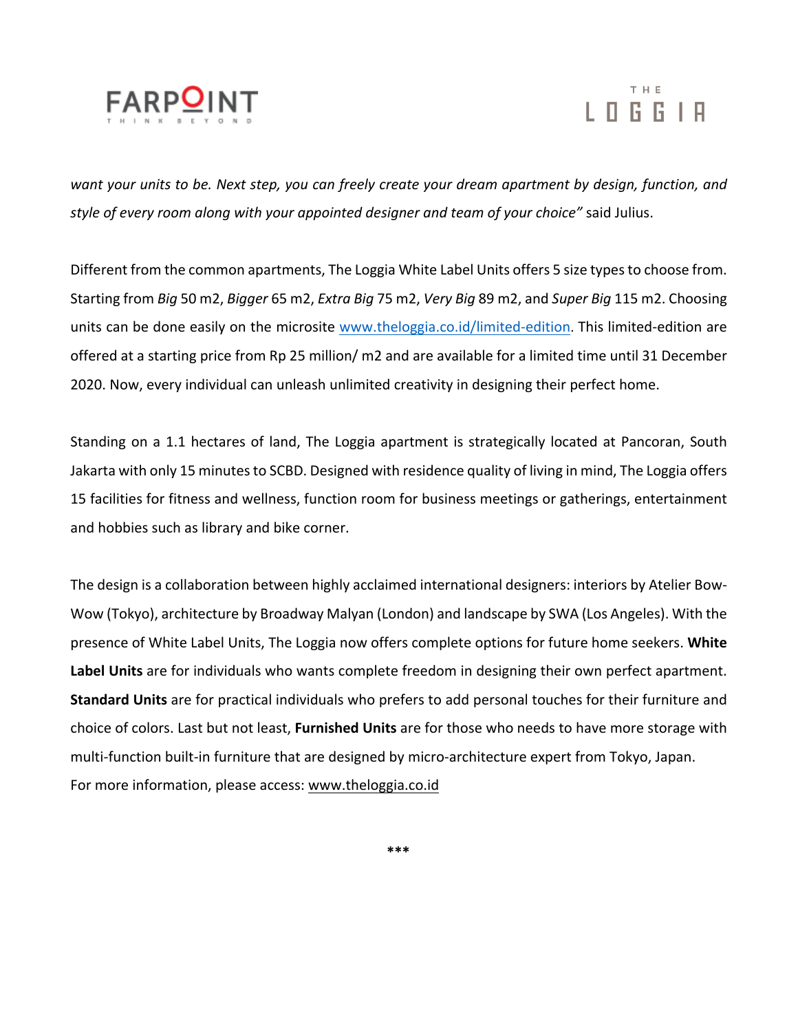*want your units to be. Next step, you can freely create your dream apartment by design, function, and style of every room along with your appointed designer and team of your choice"* said Julius.

Different from the common apartments, The Loggia White Label Units offers 5 size types to choose from. Starting from *Big* 50 m2, *Bigger* 65 m2, *Extra Big* 75 m2, *Very Big* 89 m2, and *Super Big* 115 m2. Choosing units can be done easily on the microsite www.theloggia.co.id/limited-edition. This limited-edition are offered at a starting price from Rp 25 million/ m2 and are available for a limited time until 31 December 2020. Now, every individual can unleash unlimited creativity in designing their perfect home.

Standing on a 1.1 hectares of land, The Loggia apartment is strategically located at Pancoran, South Jakarta with only 15 minutes to SCBD. Designed with residence quality of living in mind, The Loggia offers 15 facilities for fitness and wellness, function room for business meetings or gatherings, entertainment and hobbies such as library and bike corner.

The design is a collaboration between highly acclaimed international designers: interiors by Atelier Bow-Wow (Tokyo), architecture by Broadway Malyan (London) and landscape by SWA (Los Angeles). With the presence of White Label Units, The Loggia now offers complete options for future home seekers. **White Label Units** are for individuals who wants complete freedom in designing their own perfect apartment. **Standard Units** are for practical individuals who prefers to add personal touches for their furniture and choice of colors. Last but not least, **Furnished Units** are for those who needs to have more storage with multi-function built-in furniture that are designed by micro-architecture expert from Tokyo, Japan.
For more information, please access: www.theloggia.co.id

***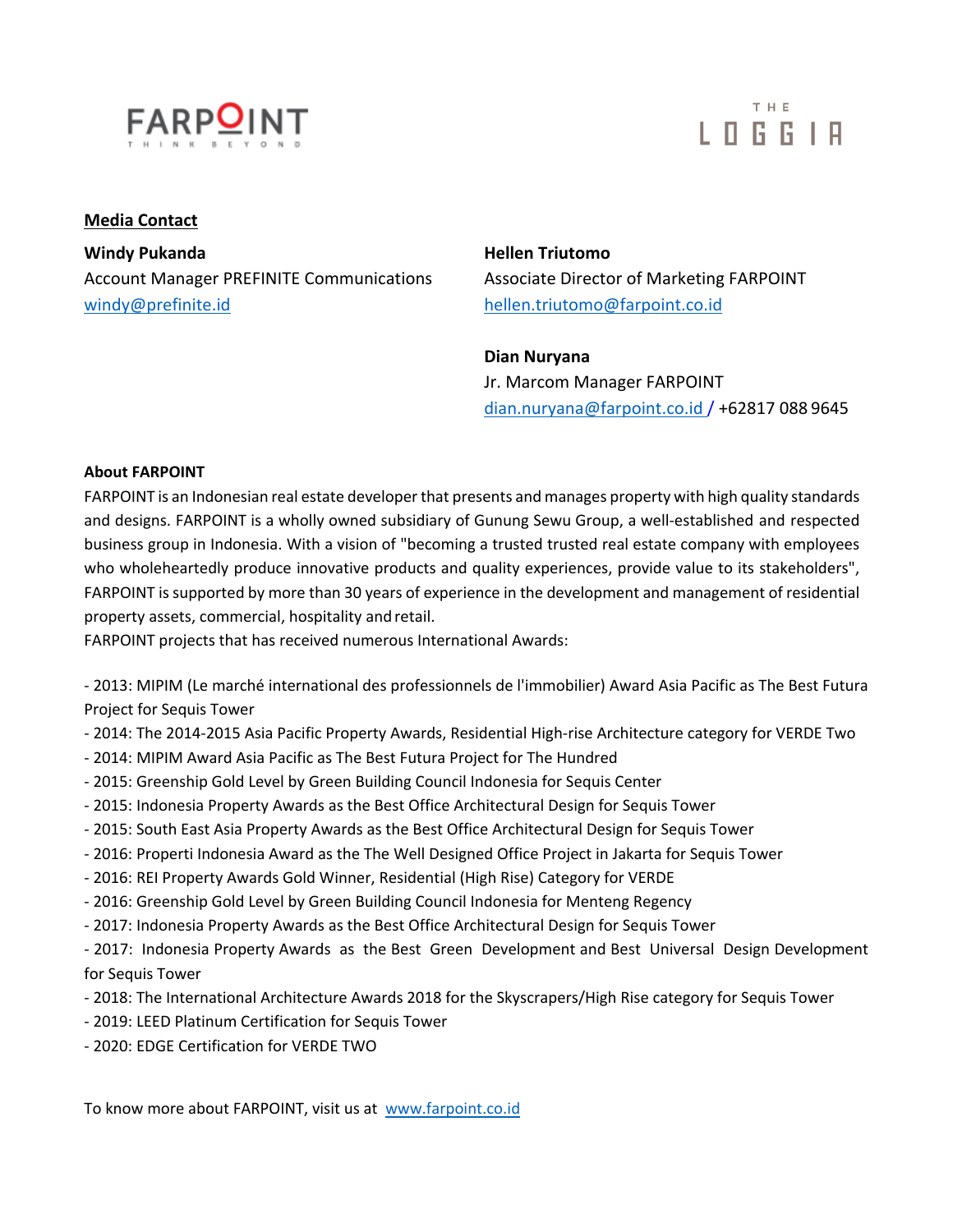FARPOINT
THINK BEYOND

THE LOGGIA

**Media Contact**

**Windy Pukanda**
Account Manager PREFINITE Communications
windy@prefinite.id

**Hellen Triutomo**
Associate Director of Marketing FARPOINT
hellen.triutomo@farpoint.co.id

**Dian Nuryana**
Jr. Marcom Manager FARPOINT
dian.nuryana@farpoint.co.id / +62817 088 9645

**About FARPOINT**

FARPOINT is an Indonesian real estate developer that presents and manages property with high quality standards and designs. FARPOINT is a wholly owned subsidiary of Gunung Sewu Group, a well-established and respected business group in Indonesia. With a vision of "becoming a trusted trusted real estate company with employees who wholeheartedly produce innovative products and quality experiences, provide value to its stakeholders", FARPOINT is supported by more than 30 years of experience in the development and management of residential property assets, commercial, hospitality and retail.
FARPOINT projects that has received numerous International Awards:

- 2013: MIPIM (Le marché international des professionnels de l'immobilier) Award Asia Pacific as The Best Futura Project for Sequis Tower
- 2014: The 2014-2015 Asia Pacific Property Awards, Residential High-rise Architecture category for VERDE Two
- 2014: MIPIM Award Asia Pacific as The Best Futura Project for The Hundred
- 2015: Greenship Gold Level by Green Building Council Indonesia for Sequis Center
- 2015: Indonesia Property Awards as the Best Office Architectural Design for Sequis Tower
- 2015: South East Asia Property Awards as the Best Office Architectural Design for Sequis Tower
- 2016: Properti Indonesia Award as the The Well Designed Office Project in Jakarta for Sequis Tower
- 2016: REI Property Awards Gold Winner, Residential (High Rise) Category for VERDE
- 2016: Greenship Gold Level by Green Building Council Indonesia for Menteng Regency
- 2017: Indonesia Property Awards as the Best Office Architectural Design for Sequis Tower
- 2017: Indonesia Property Awards as the Best Green Development and Best Universal Design Development for Sequis Tower
- 2018: The International Architecture Awards 2018 for the Skyscrapers/High Rise category for Sequis Tower
- 2019: LEED Platinum Certification for Sequis Tower
- 2020: EDGE Certification for VERDE TWO

To know more about FARPOINT, visit us at www.farpoint.co.id